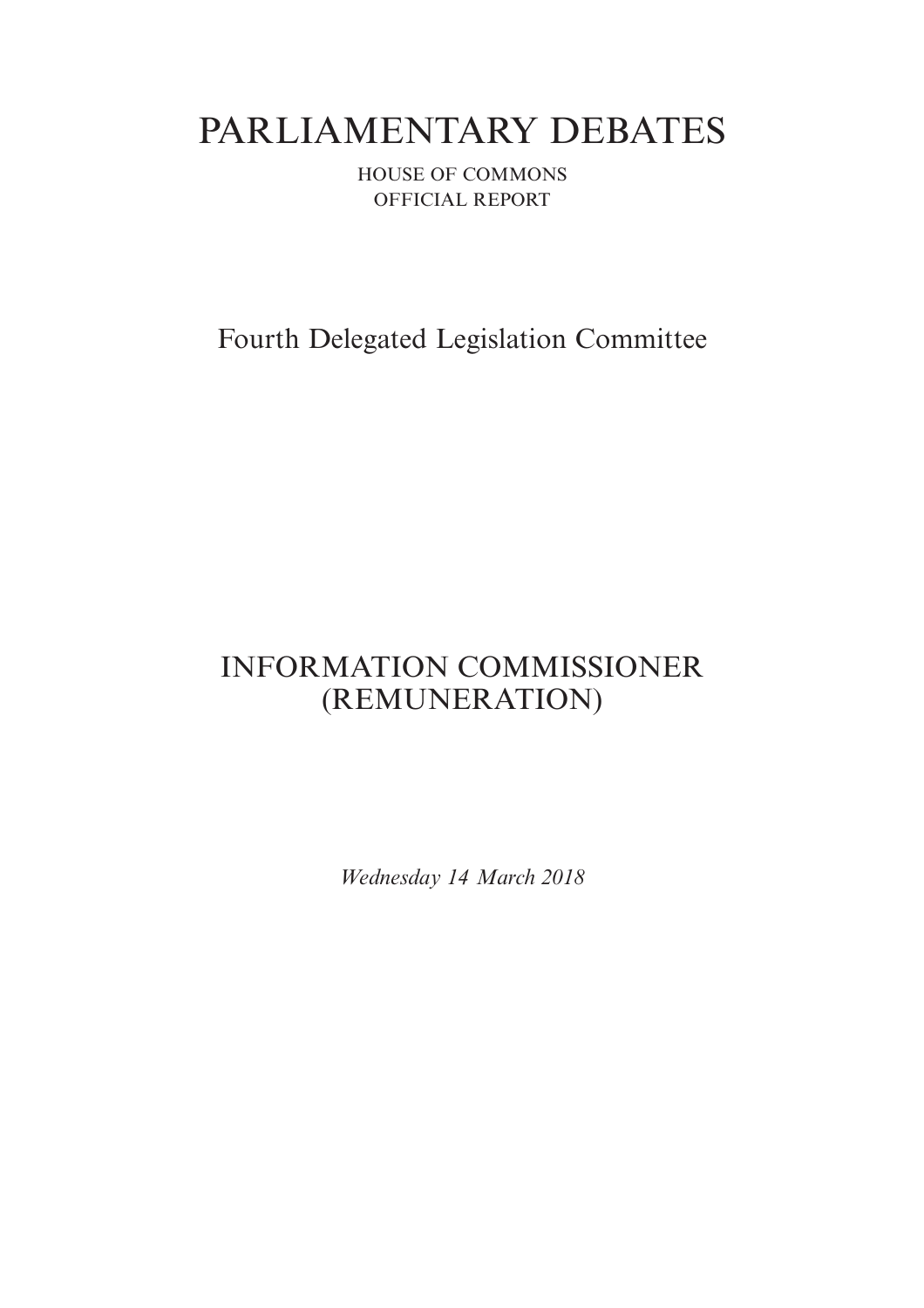# PARLIAMENTARY DEBATES

HOUSE OF COMMONS
OFFICIAL REPORT

## Fourth Delegated Legislation Committee

## INFORMATION COMMISSIONER (REMUNERATION)

*Wednesday 14 March 2018*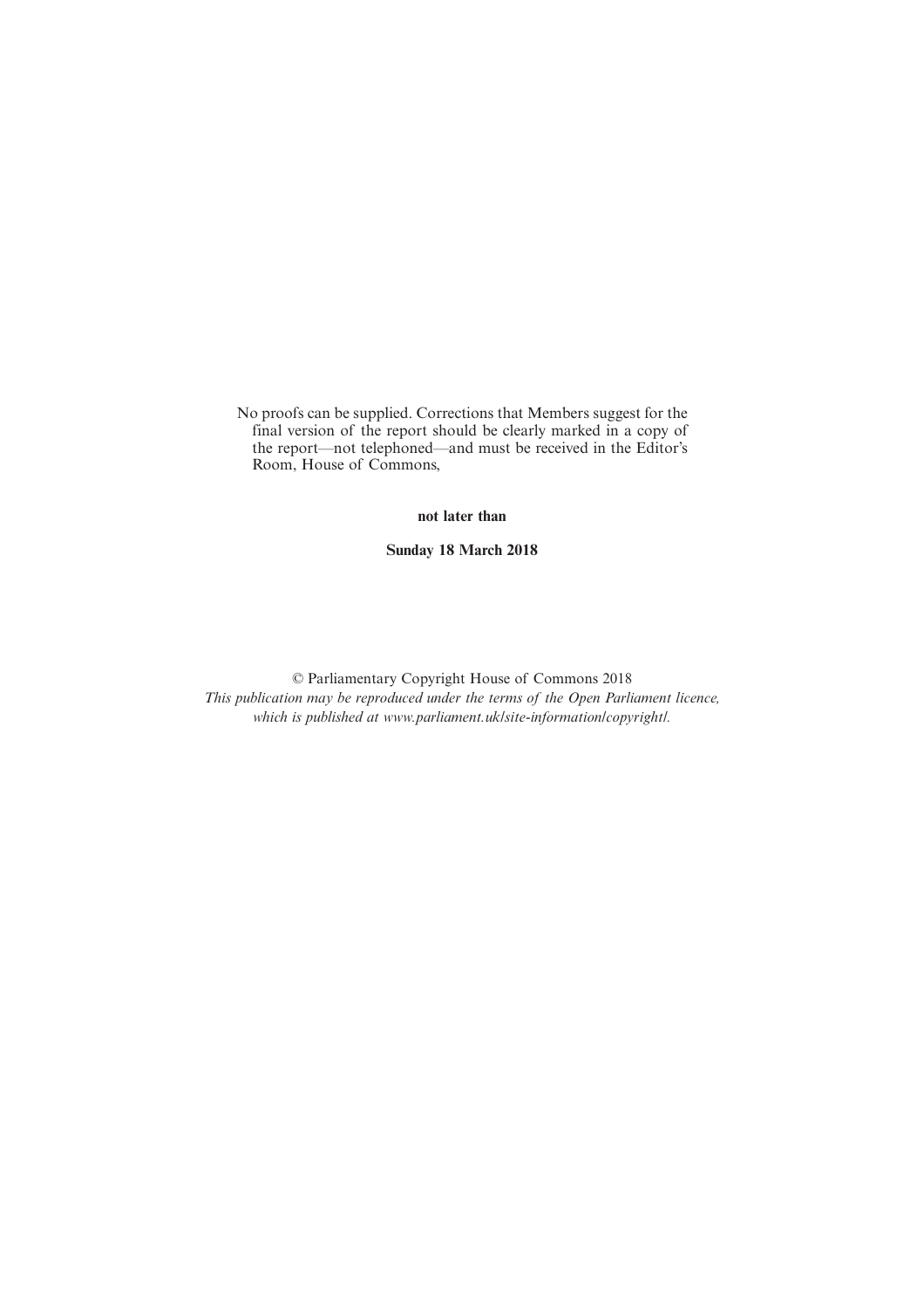No proofs can be supplied. Corrections that Members suggest for the final version of the report should be clearly marked in a copy of the report—not telephoned—and must be received in the Editor's Room, House of Commons,

**not later than**

**Sunday 18 March 2018**

© Parliamentary Copyright House of Commons 2018

*This publication may be reproduced under the terms of the Open Parliament licence, which is published at www.parliament.uk/site-information/copyright/.*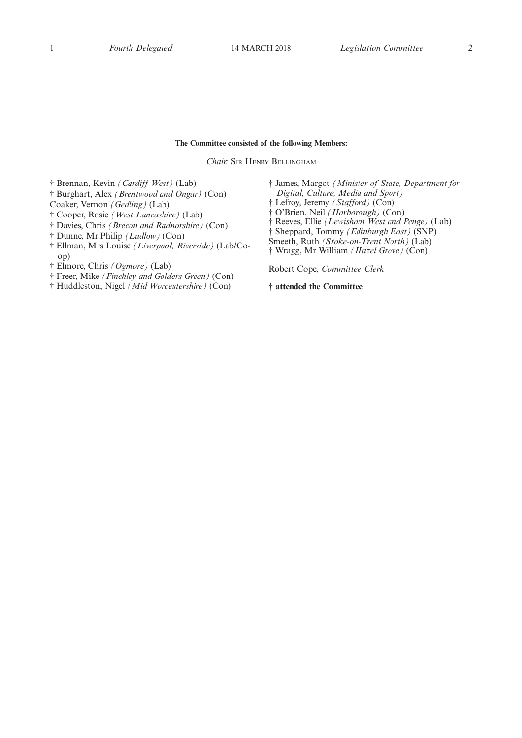**The Committee consisted of the following Members:**

*Chair:* Sir Henry Bellingham

† Brennan, Kevin *(Cardiff West)* (Lab)
† Burghart, Alex *(Brentwood and Ongar)* (Con)
Coaker, Vernon *(Gedling)* (Lab)
† Cooper, Rosie *(West Lancashire)* (Lab)
† Davies, Chris *(Brecon and Radnorshire)* (Con)
† Dunne, Mr Philip *(Ludlow)* (Con)
† Ellman, Mrs Louise *(Liverpool, Riverside)* (Lab/Co-op)
† Elmore, Chris *(Ogmore)* (Lab)
† Freer, Mike *(Finchley and Golders Green)* (Con)
† Huddleston, Nigel *(Mid Worcestershire)* (Con)
† James, Margot *(Minister of State, Department for Digital, Culture, Media and Sport)*
† Lefroy, Jeremy *(Stafford)* (Con)
† O'Brien, Neil *(Harborough)* (Con)
† Reeves, Ellie *(Lewisham West and Penge)* (Lab)
† Sheppard, Tommy *(Edinburgh East)* (SNP)
Smeeth, Ruth *(Stoke-on-Trent North)* (Lab)
† Wragg, Mr William *(Hazel Grove)* (Con)

Robert Cope, *Committee Clerk*

**† attended the Committee**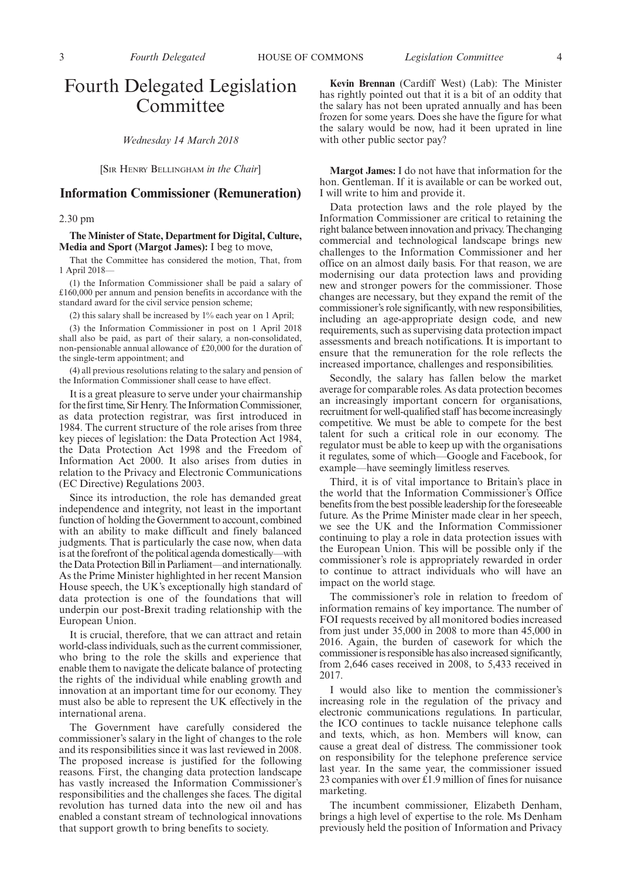# Fourth Delegated Legislation Committee

*Wednesday 14 March 2018*

[Sir Henry Bellingham *in the Chair*]

## Information Commissioner (Remuneration)

2.30 pm

**The Minister of State, Department for Digital, Culture, Media and Sport (Margot James):** I beg to move,

That the Committee has considered the motion, That, from 1 April 2018—

(1) the Information Commissioner shall be paid a salary of £160,000 per annum and pension benefits in accordance with the standard award for the civil service pension scheme;

(2) this salary shall be increased by 1% each year on 1 April;

(3) the Information Commissioner in post on 1 April 2018 shall also be paid, as part of their salary, a non-consolidated, non-pensionable annual allowance of £20,000 for the duration of the single-term appointment; and

(4) all previous resolutions relating to the salary and pension of the Information Commissioner shall cease to have effect.

It is a great pleasure to serve under your chairmanship for the first time, Sir Henry. The Information Commissioner, as data protection registrar, was first introduced in 1984. The current structure of the role arises from three key pieces of legislation: the Data Protection Act 1984, the Data Protection Act 1998 and the Freedom of Information Act 2000. It also arises from duties in relation to the Privacy and Electronic Communications (EC Directive) Regulations 2003.

Since its introduction, the role has demanded great independence and integrity, not least in the important function of holding the Government to account, combined with an ability to make difficult and finely balanced judgments. That is particularly the case now, when data is at the forefront of the political agenda domestically—with the Data Protection Bill in Parliament—and internationally. As the Prime Minister highlighted in her recent Mansion House speech, the UK's exceptionally high standard of data protection is one of the foundations that will underpin our post-Brexit trading relationship with the European Union.

It is crucial, therefore, that we can attract and retain world-class individuals, such as the current commissioner, who bring to the role the skills and experience that enable them to navigate the delicate balance of protecting the rights of the individual while enabling growth and innovation at an important time for our economy. They must also be able to represent the UK effectively in the international arena.

The Government have carefully considered the commissioner's salary in the light of changes to the role and its responsibilities since it was last reviewed in 2008. The proposed increase is justified for the following reasons. First, the changing data protection landscape has vastly increased the Information Commissioner's responsibilities and the challenges she faces. The digital revolution has turned data into the new oil and has enabled a constant stream of technological innovations that support growth to bring benefits to society.

**Kevin Brennan** (Cardiff West) (Lab): The Minister has rightly pointed out that it is a bit of an oddity that the salary has not been uprated annually and has been frozen for some years. Does she have the figure for what the salary would be now, had it been uprated in line with other public sector pay?

**Margot James:** I do not have that information for the hon. Gentleman. If it is available or can be worked out, I will write to him and provide it.

Data protection laws and the role played by the Information Commissioner are critical to retaining the right balance between innovation and privacy. The changing commercial and technological landscape brings new challenges to the Information Commissioner and her office on an almost daily basis. For that reason, we are modernising our data protection laws and providing new and stronger powers for the commissioner. Those changes are necessary, but they expand the remit of the commissioner's role significantly, with new responsibilities, including an age-appropriate design code, and new requirements, such as supervising data protection impact assessments and breach notifications. It is important to ensure that the remuneration for the role reflects the increased importance, challenges and responsibilities.

Secondly, the salary has fallen below the market average for comparable roles. As data protection becomes an increasingly important concern for organisations, recruitment for well-qualified staff has become increasingly competitive. We must be able to compete for the best talent for such a critical role in our economy. The regulator must be able to keep up with the organisations it regulates, some of which—Google and Facebook, for example—have seemingly limitless reserves.

Third, it is of vital importance to Britain's place in the world that the Information Commissioner's Office benefits from the best possible leadership for the foreseeable future. As the Prime Minister made clear in her speech, we see the UK and the Information Commissioner continuing to play a role in data protection issues with the European Union. This will be possible only if the commissioner's role is appropriately rewarded in order to continue to attract individuals who will have an impact on the world stage.

The commissioner's role in relation to freedom of information remains of key importance. The number of FOI requests received by all monitored bodies increased from just under 35,000 in 2008 to more than 45,000 in 2016. Again, the burden of casework for which the commissioner is responsible has also increased significantly, from 2,646 cases received in 2008, to 5,433 received in 2017.

I would also like to mention the commissioner's increasing role in the regulation of the privacy and electronic communications regulations. In particular, the ICO continues to tackle nuisance telephone calls and texts, which, as hon. Members will know, can cause a great deal of distress. The commissioner took on responsibility for the telephone preference service last year. In the same year, the commissioner issued 23 companies with over £1.9 million of fines for nuisance marketing.

The incumbent commissioner, Elizabeth Denham, brings a high level of expertise to the role. Ms Denham previously held the position of Information and Privacy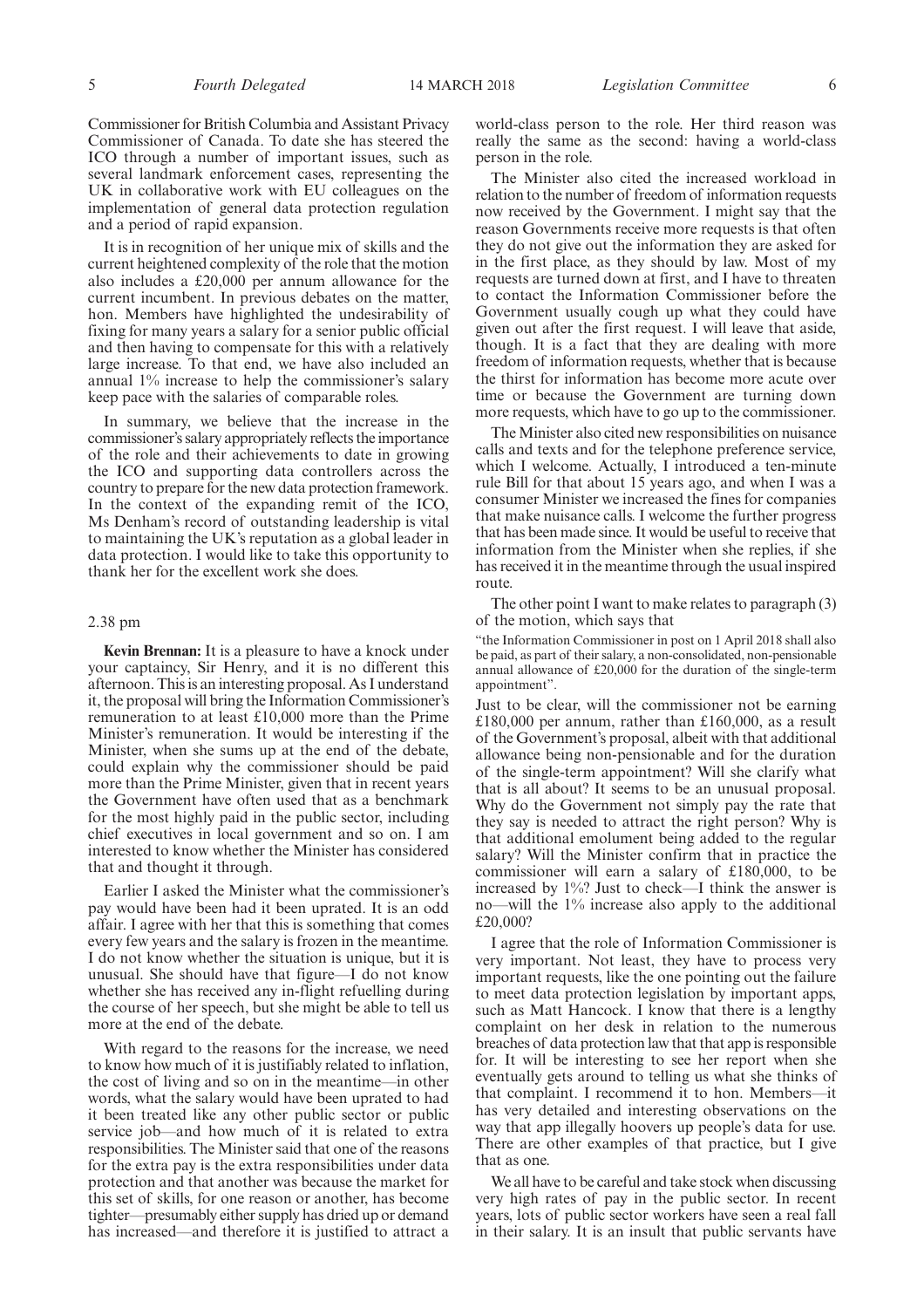Commissioner for British Columbia and Assistant Privacy Commissioner of Canada. To date she has steered the ICO through a number of important issues, such as several landmark enforcement cases, representing the UK in collaborative work with EU colleagues on the implementation of general data protection regulation and a period of rapid expansion.

It is in recognition of her unique mix of skills and the current heightened complexity of the role that the motion also includes a £20,000 per annum allowance for the current incumbent. In previous debates on the matter, hon. Members have highlighted the undesirability of fixing for many years a salary for a senior public official and then having to compensate for this with a relatively large increase. To that end, we have also included an annual 1% increase to help the commissioner's salary keep pace with the salaries of comparable roles.

In summary, we believe that the increase in the commissioner's salary appropriately reflects the importance of the role and their achievements to date in growing the ICO and supporting data controllers across the country to prepare for the new data protection framework. In the context of the expanding remit of the ICO, Ms Denham's record of outstanding leadership is vital to maintaining the UK's reputation as a global leader in data protection. I would like to take this opportunity to thank her for the excellent work she does.

2.38 pm

**Kevin Brennan:** It is a pleasure to have a knock under your captaincy, Sir Henry, and it is no different this afternoon. This is an interesting proposal. As I understand it, the proposal will bring the Information Commissioner's remuneration to at least £10,000 more than the Prime Minister's remuneration. It would be interesting if the Minister, when she sums up at the end of the debate, could explain why the commissioner should be paid more than the Prime Minister, given that in recent years the Government have often used that as a benchmark for the most highly paid in the public sector, including chief executives in local government and so on. I am interested to know whether the Minister has considered that and thought it through.

Earlier I asked the Minister what the commissioner's pay would have been had it been uprated. It is an odd affair. I agree with her that this is something that comes every few years and the salary is frozen in the meantime. I do not know whether the situation is unique, but it is unusual. She should have that figure—I do not know whether she has received any in-flight refuelling during the course of her speech, but she might be able to tell us more at the end of the debate.

With regard to the reasons for the increase, we need to know how much of it is justifiably related to inflation, the cost of living and so on in the meantime—in other words, what the salary would have been uprated to had it been treated like any other public sector or public service job—and how much of it is related to extra responsibilities. The Minister said that one of the reasons for the extra pay is the extra responsibilities under data protection and that another was because the market for this set of skills, for one reason or another, has become tighter—presumably either supply has dried up or demand has increased—and therefore it is justified to attract a world-class person to the role. Her third reason was really the same as the second: having a world-class person in the role.

The Minister also cited the increased workload in relation to the number of freedom of information requests now received by the Government. I might say that the reason Governments receive more requests is that often they do not give out the information they are asked for in the first place, as they should by law. Most of my requests are turned down at first, and I have to threaten to contact the Information Commissioner before the Government usually cough up what they could have given out after the first request. I will leave that aside, though. It is a fact that they are dealing with more freedom of information requests, whether that is because the thirst for information has become more acute over time or because the Government are turning down more requests, which have to go up to the commissioner.

The Minister also cited new responsibilities on nuisance calls and texts and for the telephone preference service, which I welcome. Actually, I introduced a ten-minute rule Bill for that about 15 years ago, and when I was a consumer Minister we increased the fines for companies that make nuisance calls. I welcome the further progress that has been made since. It would be useful to receive that information from the Minister when she replies, if she has received it in the meantime through the usual inspired route.

The other point I want to make relates to paragraph (3) of the motion, which says that

"the Information Commissioner in post on 1 April 2018 shall also be paid, as part of their salary, a non-consolidated, non-pensionable annual allowance of £20,000 for the duration of the single-term appointment".

Just to be clear, will the commissioner not be earning £180,000 per annum, rather than £160,000, as a result of the Government's proposal, albeit with that additional allowance being non-pensionable and for the duration of the single-term appointment? Will she clarify what that is all about? It seems to be an unusual proposal. Why do the Government not simply pay the rate that they say is needed to attract the right person? Why is that additional emolument being added to the regular salary? Will the Minister confirm that in practice the commissioner will earn a salary of £180,000, to be increased by 1%? Just to check—I think the answer is no—will the 1% increase also apply to the additional £20,000?

I agree that the role of Information Commissioner is very important. Not least, they have to process very important requests, like the one pointing out the failure to meet data protection legislation by important apps, such as Matt Hancock. I know that there is a lengthy complaint on her desk in relation to the numerous breaches of data protection law that that app is responsible for. It will be interesting to see her report when she eventually gets around to telling us what she thinks of that complaint. I recommend it to hon. Members—it has very detailed and interesting observations on the way that app illegally hoovers up people's data for use. There are other examples of that practice, but I give that as one.

We all have to be careful and take stock when discussing very high rates of pay in the public sector. In recent years, lots of public sector workers have seen a real fall in their salary. It is an insult that public servants have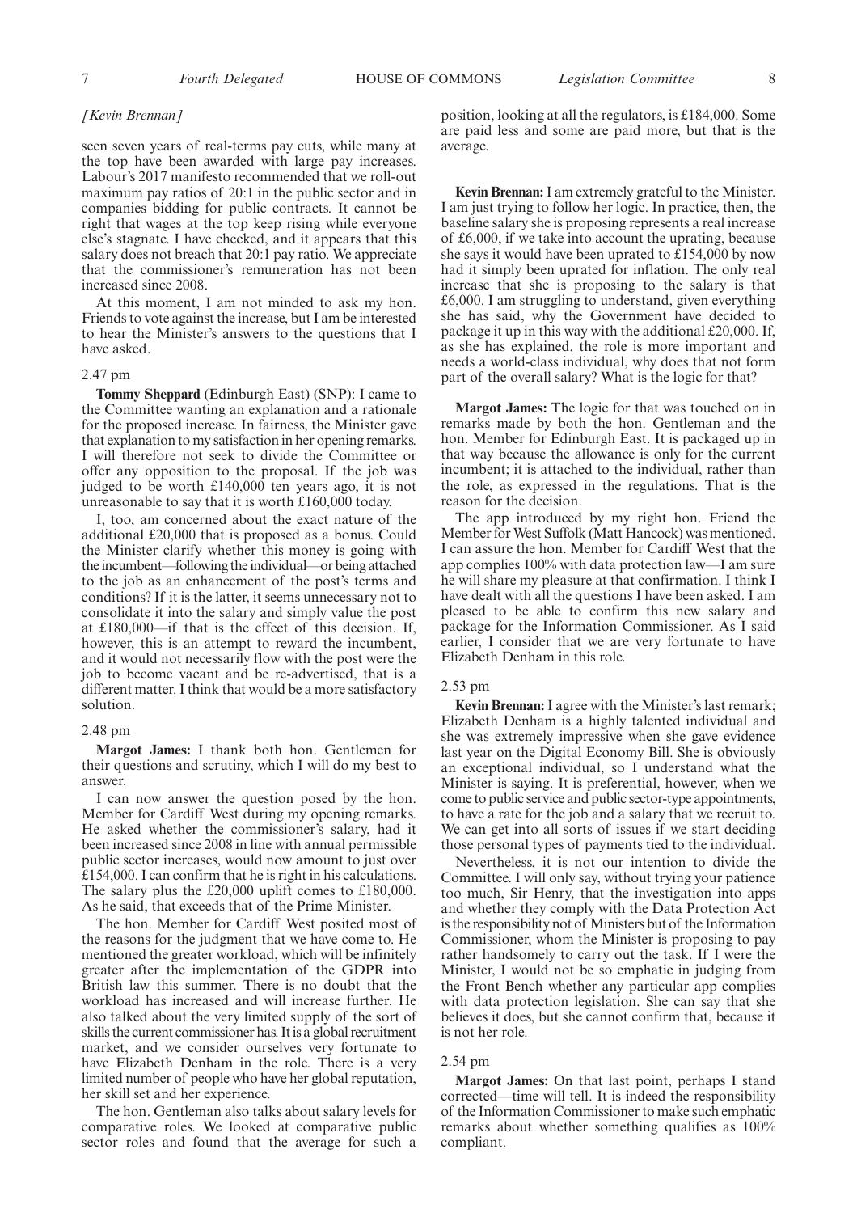*[Kevin Brennan]*

seen seven years of real-terms pay cuts, while many at the top have been awarded with large pay increases. Labour's 2017 manifesto recommended that we roll-out maximum pay ratios of 20:1 in the public sector and in companies bidding for public contracts. It cannot be right that wages at the top keep rising while everyone else's stagnate. I have checked, and it appears that this salary does not breach that 20:1 pay ratio. We appreciate that the commissioner's remuneration has not been increased since 2008.

At this moment, I am not minded to ask my hon. Friends to vote against the increase, but I am be interested to hear the Minister's answers to the questions that I have asked.

2.47 pm

**Tommy Sheppard** (Edinburgh East) (SNP): I came to the Committee wanting an explanation and a rationale for the proposed increase. In fairness, the Minister gave that explanation to my satisfaction in her opening remarks. I will therefore not seek to divide the Committee or offer any opposition to the proposal. If the job was judged to be worth £140,000 ten years ago, it is not unreasonable to say that it is worth £160,000 today.

I, too, am concerned about the exact nature of the additional £20,000 that is proposed as a bonus. Could the Minister clarify whether this money is going with the incumbent—following the individual—or being attached to the job as an enhancement of the post's terms and conditions? If it is the latter, it seems unnecessary not to consolidate it into the salary and simply value the post at £180,000—if that is the effect of this decision. If, however, this is an attempt to reward the incumbent, and it would not necessarily flow with the post were the job to become vacant and be re-advertised, that is a different matter. I think that would be a more satisfactory solution.

2.48 pm

**Margot James:** I thank both hon. Gentlemen for their questions and scrutiny, which I will do my best to answer.

I can now answer the question posed by the hon. Member for Cardiff West during my opening remarks. He asked whether the commissioner's salary, had it been increased since 2008 in line with annual permissible public sector increases, would now amount to just over £154,000. I can confirm that he is right in his calculations. The salary plus the £20,000 uplift comes to £180,000. As he said, that exceeds that of the Prime Minister.

The hon. Member for Cardiff West posited most of the reasons for the judgment that we have come to. He mentioned the greater workload, which will be infinitely greater after the implementation of the GDPR into British law this summer. There is no doubt that the workload has increased and will increase further. He also talked about the very limited supply of the sort of skills the current commissioner has. It is a global recruitment market, and we consider ourselves very fortunate to have Elizabeth Denham in the role. There is a very limited number of people who have her global reputation, her skill set and her experience.

The hon. Gentleman also talks about salary levels for comparative roles. We looked at comparative public sector roles and found that the average for such a position, looking at all the regulators, is £184,000. Some are paid less and some are paid more, but that is the average.

**Kevin Brennan:** I am extremely grateful to the Minister. I am just trying to follow her logic. In practice, then, the baseline salary she is proposing represents a real increase of £6,000, if we take into account the uprating, because she says it would have been uprated to £154,000 by now had it simply been uprated for inflation. The only real increase that she is proposing to the salary is that £6,000. I am struggling to understand, given everything she has said, why the Government have decided to package it up in this way with the additional £20,000. If, as she has explained, the role is more important and needs a world-class individual, why does that not form part of the overall salary? What is the logic for that?

**Margot James:** The logic for that was touched on in remarks made by both the hon. Gentleman and the hon. Member for Edinburgh East. It is packaged up in that way because the allowance is only for the current incumbent; it is attached to the individual, rather than the role, as expressed in the regulations. That is the reason for the decision.

The app introduced by my right hon. Friend the Member for West Suffolk (Matt Hancock) was mentioned. I can assure the hon. Member for Cardiff West that the app complies 100% with data protection law—I am sure he will share my pleasure at that confirmation. I think I have dealt with all the questions I have been asked. I am pleased to be able to confirm this new salary and package for the Information Commissioner. As I said earlier, I consider that we are very fortunate to have Elizabeth Denham in this role.

2.53 pm

**Kevin Brennan:** I agree with the Minister's last remark; Elizabeth Denham is a highly talented individual and she was extremely impressive when she gave evidence last year on the Digital Economy Bill. She is obviously an exceptional individual, so I understand what the Minister is saying. It is preferential, however, when we come to public service and public sector-type appointments, to have a rate for the job and a salary that we recruit to. We can get into all sorts of issues if we start deciding those personal types of payments tied to the individual.

Nevertheless, it is not our intention to divide the Committee. I will only say, without trying your patience too much, Sir Henry, that the investigation into apps and whether they comply with the Data Protection Act is the responsibility not of Ministers but of the Information Commissioner, whom the Minister is proposing to pay rather handsomely to carry out the task. If I were the Minister, I would not be so emphatic in judging from the Front Bench whether any particular app complies with data protection legislation. She can say that she believes it does, but she cannot confirm that, because it is not her role.

2.54 pm

**Margot James:** On that last point, perhaps I stand corrected—time will tell. It is indeed the responsibility of the Information Commissioner to make such emphatic remarks about whether something qualifies as 100% compliant.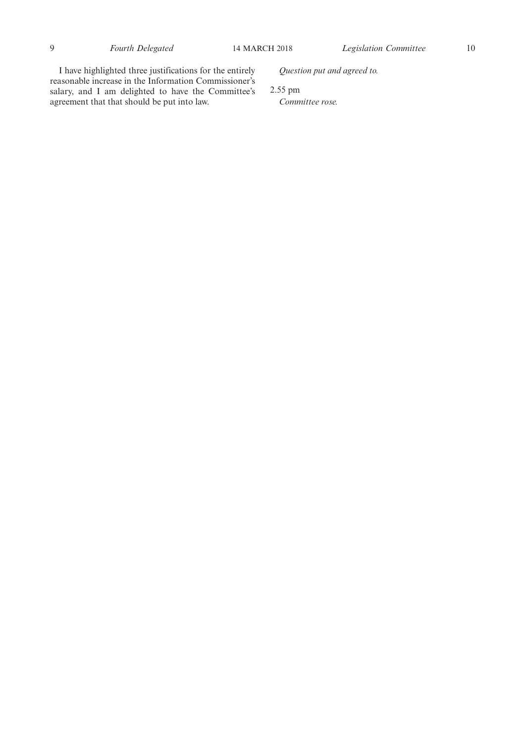I have highlighted three justifications for the entirely reasonable increase in the Information Commissioner's salary, and I am delighted to have the Committee's agreement that that should be put into law.

*Question put and agreed to.*

2.55 pm

*Committee rose.*